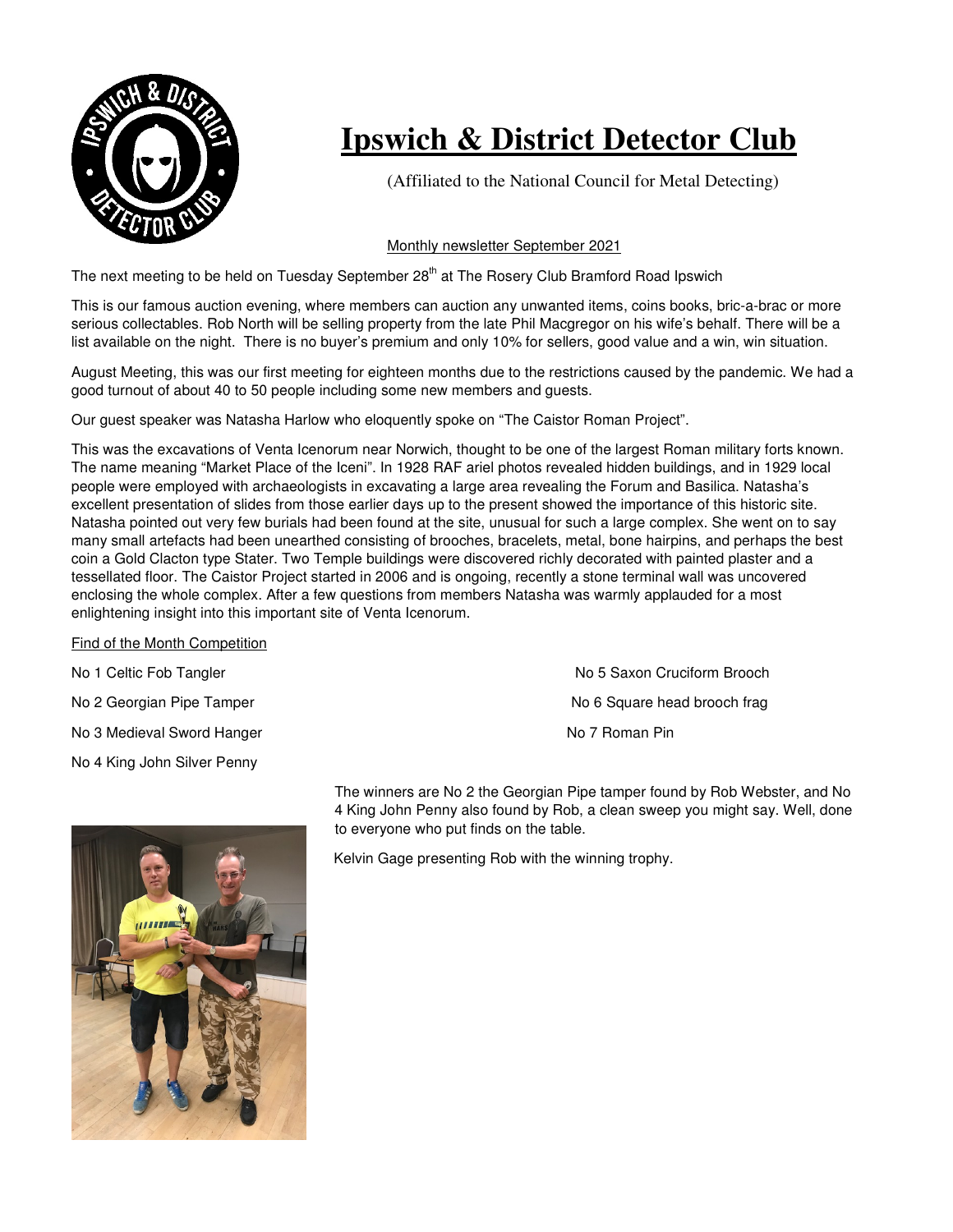# Ipswich & District Detector Club

(Affiliated to the National Council for Metal Detecting)

Monthly newsletter September 2021

The next meeting to be held on Tuesday September 28th at The Rosery Club Bramford Road Ipswich

This is our famous auction evening, where members can auction any unwanted items, coins books, bric-a-brac or more serious collectables. Rob North will be selling property from the late Phil Macgregor on his wife's behalf. There will be a list available on the night. There is no buyer's premium and only 10% for sellers, good value and a win, win situation.

August Meeting, this was our first meeting for eighteen months due to the restrictions caused by the pandemic. We had a good turnout of about 40 to 50 people including some new members and guests.

Our guest speaker was Natasha Harlow who eloquently spoke on "The Caistor Roman Project".

This was the excavations of Venta Icenorum near Norwich, thought to be one of the largest Roman military forts known. The name meaning "Market Place of the Iceni". In 1928 RAF ariel photos revealed hidden buildings, and in 1929 local people were employed with archaeologists in excavating a large area revealing the Forum and Basilica. Natasha's excellent presentation of slides from those earlier days up to the present showed the importance of this historic site. Natasha pointed out very few burials had been found at the site, unusual for such a large complex. She went on to say many small artefacts had been unearthed consisting of brooches, bracelets, metal, bone hairpins, and perhaps the best coin a Gold Clacton type Stater. Two Temple buildings were discovered richly decorated with painted plaster and a tessellated floor. The Caistor Project started in 2006 and is ongoing, recently a stone terminal wall was uncovered enclosing the whole complex. After a few questions from members Natasha was warmly applauded for a most enlightening insight into this important site of Venta Icenorum.

Find of the Month Competition

No 1 Celtic Fob Tangler

No 2 Georgian Pipe Tamper

No 3 Medieval Sword Hanger

No 4 King John Silver Penny

No 5 Saxon Cruciform Brooch

No 6 Square head brooch frag

No 7 Roman Pin

The winners are No 2 the Georgian Pipe tamper found by Rob Webster, and No 4 King John Penny also found by Rob, a clean sweep you might say. Well, done to everyone who put finds on the table.

Kelvin Gage presenting Rob with the winning trophy.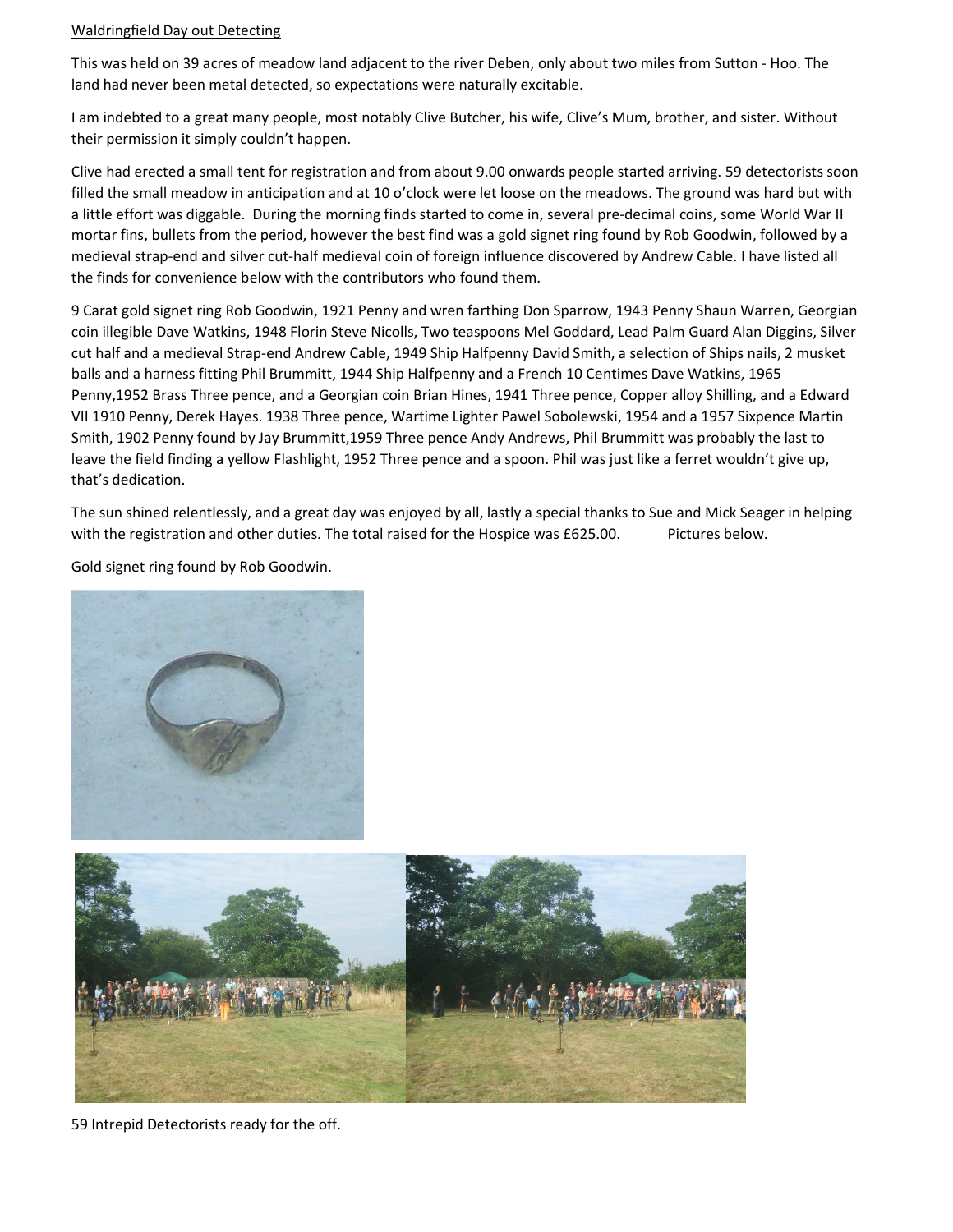Waldringfield Day out Detecting

This was held on 39 acres of meadow land adjacent to the river Deben, only about two miles from Sutton - Hoo. The land had never been metal detected, so expectations were naturally excitable.

I am indebted to a great many people, most notably Clive Butcher, his wife, Clive's Mum, brother, and sister. Without their permission it simply couldn't happen.

Clive had erected a small tent for registration and from about 9.00 onwards people started arriving. 59 detectorists soon filled the small meadow in anticipation and at 10 o'clock were let loose on the meadows. The ground was hard but with a little effort was diggable. During the morning finds started to come in, several pre-decimal coins, some World War II mortar fins, bullets from the period, however the best find was a gold signet ring found by Rob Goodwin, followed by a medieval strap-end and silver cut-half medieval coin of foreign influence discovered by Andrew Cable. I have listed all the finds for convenience below with the contributors who found them.

9 Carat gold signet ring Rob Goodwin, 1921 Penny and wren farthing Don Sparrow, 1943 Penny Shaun Warren, Georgian coin illegible Dave Watkins, 1948 Florin Steve Nicolls, Two teaspoons Mel Goddard, Lead Palm Guard Alan Diggins, Silver cut half and a medieval Strap-end Andrew Cable, 1949 Ship Halfpenny David Smith, a selection of Ships nails, 2 musket balls and a harness fitting Phil Brummitt, 1944 Ship Halfpenny and a French 10 Centimes Dave Watkins, 1965 Penny,1952 Brass Three pence, and a Georgian coin Brian Hines, 1941 Three pence, Copper alloy Shilling, and a Edward VII 1910 Penny, Derek Hayes. 1938 Three pence, Wartime Lighter Pawel Sobolewski, 1954 and a 1957 Sixpence Martin Smith, 1902 Penny found by Jay Brummitt,1959 Three pence Andy Andrews, Phil Brummitt was probably the last to leave the field finding a yellow Flashlight, 1952 Three pence and a spoon. Phil was just like a ferret wouldn't give up, that's dedication.

The sun shined relentlessly, and a great day was enjoyed by all, lastly a special thanks to Sue and Mick Seager in helping with the registration and other duties. The total raised for the Hospice was £625.00. Pictures below.

Gold signet ring found by Rob Goodwin.

59 Intrepid Detectorists ready for the off.